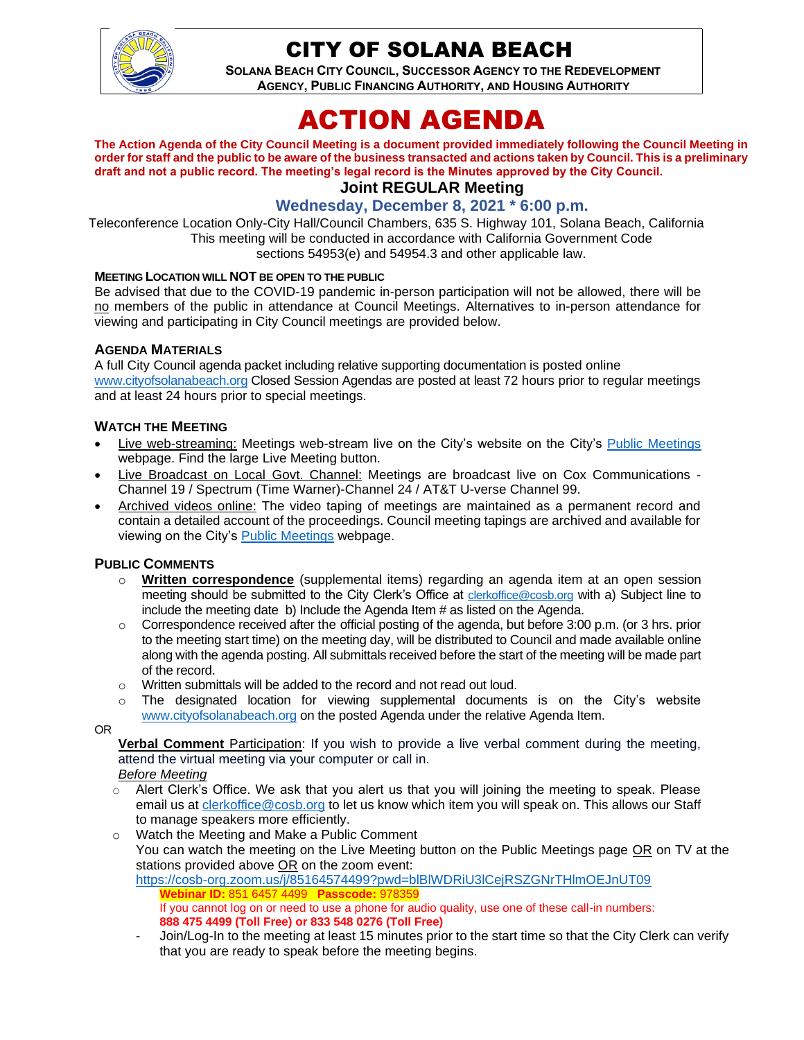# CITY OF SOLANA BEACH

**SOLANA BEACH CITY COUNCIL, SUCCESSOR AGENCY TO THE REDEVELOPMENT AGENCY, PUBLIC FINANCING AUTHORITY, AND HOUSING AUTHORITY**

# ACTION AGENDA

**The Action Agenda of the City Council Meeting is a document provided immediately following the Council Meeting in order for staff and the public to be aware of the business transacted and actions taken by Council. This is a preliminary draft and not a public record. The meeting's legal record is the Minutes approved by the City Council.**

## Joint REGULAR Meeting

### Wednesday, December 8, 2021 * 6:00 p.m.

Teleconference Location Only-City Hall/Council Chambers, 635 S. Highway 101, Solana Beach, California
This meeting will be conducted in accordance with California Government Code sections 54953(e) and 54954.3 and other applicable law.

**MEETING LOCATION WILL NOT BE OPEN TO THE PUBLIC**

Be advised that due to the COVID-19 pandemic in-person participation will not be allowed, there will be no members of the public in attendance at Council Meetings. Alternatives to in-person attendance for viewing and participating in City Council meetings are provided below.

**AGENDA MATERIALS**

A full City Council agenda packet including relative supporting documentation is posted online www.cityofsolanabeach.org Closed Session Agendas are posted at least 72 hours prior to regular meetings and at least 24 hours prior to special meetings.

**WATCH THE MEETING**

- Live web-streaming: Meetings web-stream live on the City's website on the City's Public Meetings webpage. Find the large Live Meeting button.
- Live Broadcast on Local Govt. Channel: Meetings are broadcast live on Cox Communications - Channel 19 / Spectrum (Time Warner)-Channel 24 / AT&T U-verse Channel 99.
- Archived videos online: The video taping of meetings are maintained as a permanent record and contain a detailed account of the proceedings. Council meeting tapings are archived and available for viewing on the City's Public Meetings webpage.

**PUBLIC COMMENTS**

- **Written correspondence** (supplemental items) regarding an agenda item at an open session meeting should be submitted to the City Clerk's Office at clerkoffice@cosb.org with a) Subject line to include the meeting date b) Include the Agenda Item # as listed on the Agenda.
- Correspondence received after the official posting of the agenda, but before 3:00 p.m. (or 3 hrs. prior to the meeting start time) on the meeting day, will be distributed to Council and made available online along with the agenda posting. All submittals received before the start of the meeting will be made part of the record.
- Written submittals will be added to the record and not read out loud.
- The designated location for viewing supplemental documents is on the City's website www.cityofsolanabeach.org on the posted Agenda under the relative Agenda Item.

OR

**Verbal Comment** Participation: If you wish to provide a live verbal comment during the meeting, attend the virtual meeting via your computer or call in.

*Before Meeting*

- Alert Clerk's Office. We ask that you alert us that you will joining the meeting to speak. Please email us at clerkoffice@cosb.org to let us know which item you will speak on. This allows our Staff to manage speakers more efficiently.
- Watch the Meeting and Make a Public Comment
  You can watch the meeting on the Live Meeting button on the Public Meetings page OR on TV at the stations provided above OR on the zoom event:
  https://cosb-org.zoom.us/j/85164574499?pwd=blBlWDRiU3lCejRSZGNrTHlmOEJnUT09
  **Webinar ID:** 851 6457 4499 **Passcode:** 978359
  If you cannot log on or need to use a phone for audio quality, use one of these call-in numbers:
  **888 475 4499 (Toll Free) or 833 548 0276 (Toll Free)**
  - Join/Log-In to the meeting at least 15 minutes prior to the start time so that the City Clerk can verify that you are ready to speak before the meeting begins.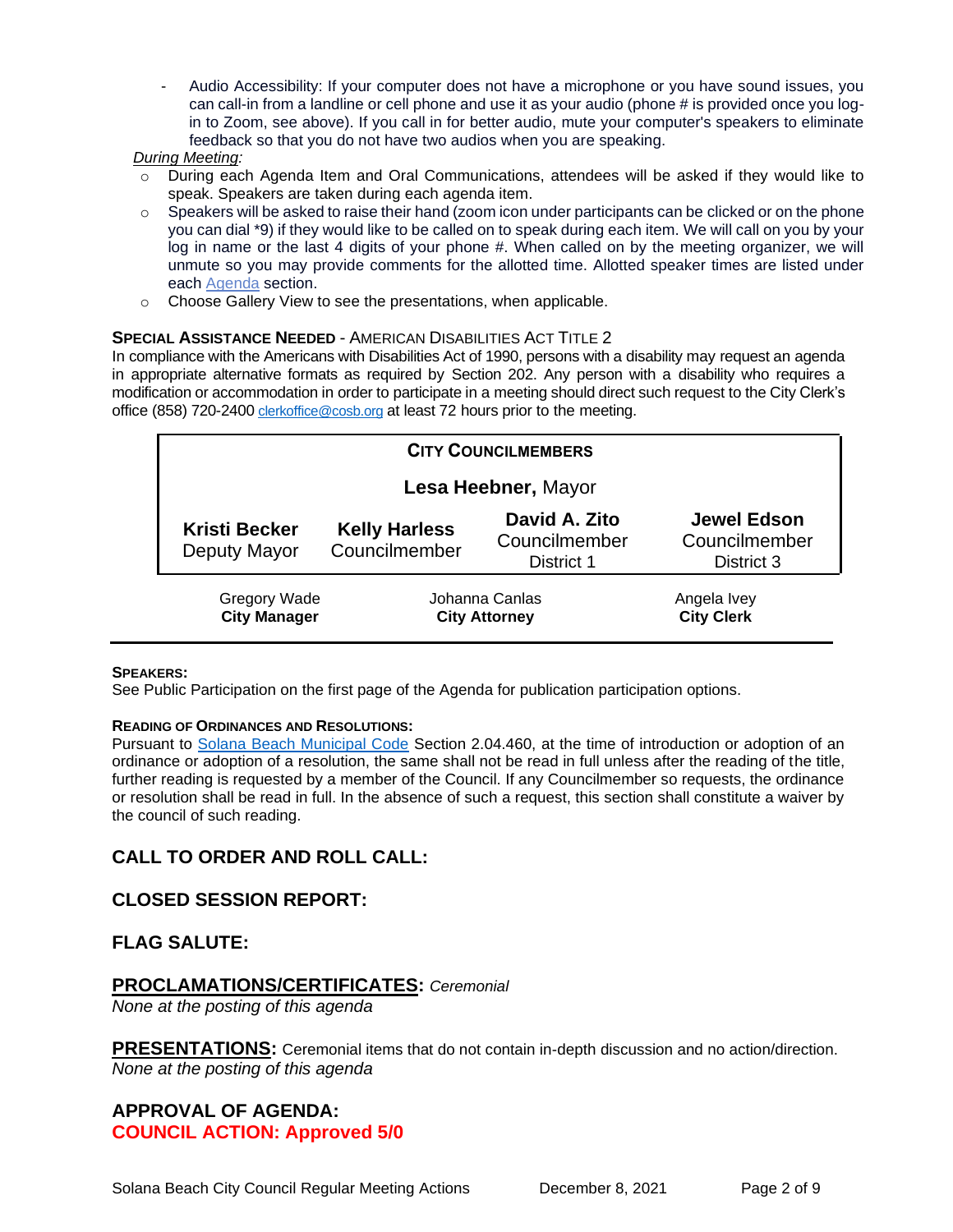- Audio Accessibility: If your computer does not have a microphone or you have sound issues, you can call-in from a landline or cell phone and use it as your audio (phone # is provided once you log-in to Zoom, see above). If you call in for better audio, mute your computer's speakers to eliminate feedback so that you do not have two audios when you are speaking.

*During Meeting:*

- During each Agenda Item and Oral Communications, attendees will be asked if they would like to speak. Speakers are taken during each agenda item.
- Speakers will be asked to raise their hand (zoom icon under participants can be clicked or on the phone you can dial *9) if they would like to be called on to speak during each item. We will call on you by your log in name or the last 4 digits of your phone #. When called on by the meeting organizer, we will unmute so you may provide comments for the allotted time. Allotted speaker times are listed under each Agenda section.
- Choose Gallery View to see the presentations, when applicable.

**SPECIAL ASSISTANCE NEEDED** - AMERICAN DISABILITIES ACT TITLE 2

In compliance with the Americans with Disabilities Act of 1990, persons with a disability may request an agenda in appropriate alternative formats as required by Section 202. Any person with a disability who requires a modification or accommodation in order to participate in a meeting should direct such request to the City Clerk's office (858) 720-2400 clerkoffice@cosb.org at least 72 hours prior to the meeting.

| CITY COUNCILMEMBERS | | | |
|---|---|---|---|
| **Lesa Heebner,** Mayor | | | |
| **Kristi Becker** Deputy Mayor | **Kelly Harless** Councilmember | **David A. Zito** Councilmember District 1 | **Jewel Edson** Councilmember District 3 |

| Gregory Wade **City Manager** | Johanna Canlas **City Attorney** | Angela Ivey **City Clerk** |
|---|---|---|

**SPEAKERS:**

See Public Participation on the first page of the Agenda for publication participation options.

**READING OF ORDINANCES AND RESOLUTIONS:**

Pursuant to Solana Beach Municipal Code Section 2.04.460, at the time of introduction or adoption of an ordinance or adoption of a resolution, the same shall not be read in full unless after the reading of the title, further reading is requested by a member of the Council. If any Councilmember so requests, the ordinance or resolution shall be read in full. In the absence of such a request, this section shall constitute a waiver by the council of such reading.

## CALL TO ORDER AND ROLL CALL:

## CLOSED SESSION REPORT:

## FLAG SALUTE:

## PROCLAMATIONS/CERTIFICATES: *Ceremonial*

*None at the posting of this agenda*

## PRESENTATIONS: Ceremonial items that do not contain in-depth discussion and no action/direction.

*None at the posting of this agenda*

## APPROVAL OF AGENDA:

**COUNCIL ACTION: Approved 5/0**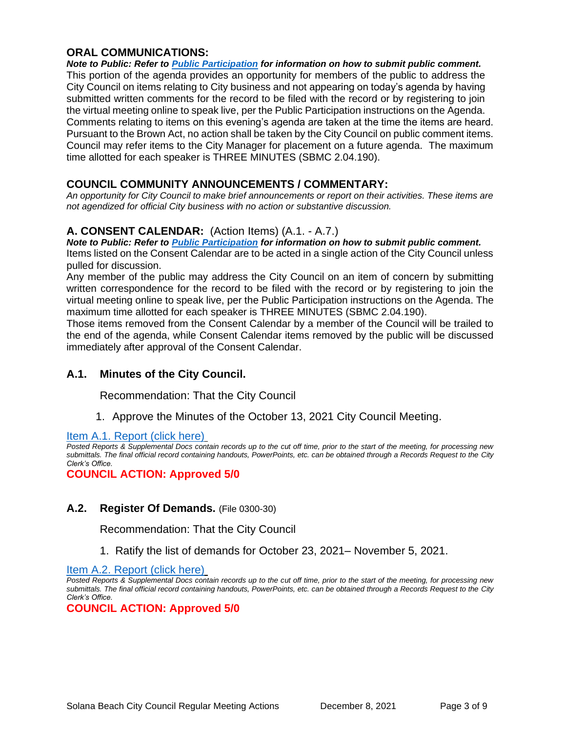## ORAL COMMUNICATIONS:

***Note to Public: Refer to [Public Participation](#) for information on how to submit public comment.***

This portion of the agenda provides an opportunity for members of the public to address the City Council on items relating to City business and not appearing on today's agenda by having submitted written comments for the record to be filed with the record or by registering to join the virtual meeting online to speak live, per the Public Participation instructions on the Agenda. Comments relating to items on this evening's agenda are taken at the time the items are heard. Pursuant to the Brown Act, no action shall be taken by the City Council on public comment items. Council may refer items to the City Manager for placement on a future agenda. The maximum time allotted for each speaker is THREE MINUTES (SBMC 2.04.190).

## COUNCIL COMMUNITY ANNOUNCEMENTS / COMMENTARY:

*An opportunity for City Council to make brief announcements or report on their activities. These items are not agendized for official City business with no action or substantive discussion.*

## A. CONSENT CALENDAR: (Action Items) (A.1. - A.7.)

***Note to Public: Refer to [Public Participation](#) for information on how to submit public comment.***

Items listed on the Consent Calendar are to be acted in a single action of the City Council unless pulled for discussion.

Any member of the public may address the City Council on an item of concern by submitting written correspondence for the record to be filed with the record or by registering to join the virtual meeting online to speak live, per the Public Participation instructions on the Agenda. The maximum time allotted for each speaker is THREE MINUTES (SBMC 2.04.190).

Those items removed from the Consent Calendar by a member of the Council will be trailed to the end of the agenda, while Consent Calendar items removed by the public will be discussed immediately after approval of the Consent Calendar.

### A.1. Minutes of the City Council.

Recommendation: That the City Council

1. Approve the Minutes of the October 13, 2021 City Council Meeting.

[Item A.1. Report (click here)](#)

*Posted Reports & Supplemental Docs contain records up to the cut off time, prior to the start of the meeting, for processing new submittals. The final official record containing handouts, PowerPoints, etc. can be obtained through a Records Request to the City Clerk's Office.*

**COUNCIL ACTION: Approved 5/0**

### A.2. Register Of Demands. (File 0300-30)

Recommendation: That the City Council

1. Ratify the list of demands for October 23, 2021– November 5, 2021.

[Item A.2. Report (click here)](#)

*Posted Reports & Supplemental Docs contain records up to the cut off time, prior to the start of the meeting, for processing new submittals. The final official record containing handouts, PowerPoints, etc. can be obtained through a Records Request to the City Clerk's Office.*

**COUNCIL ACTION: Approved 5/0**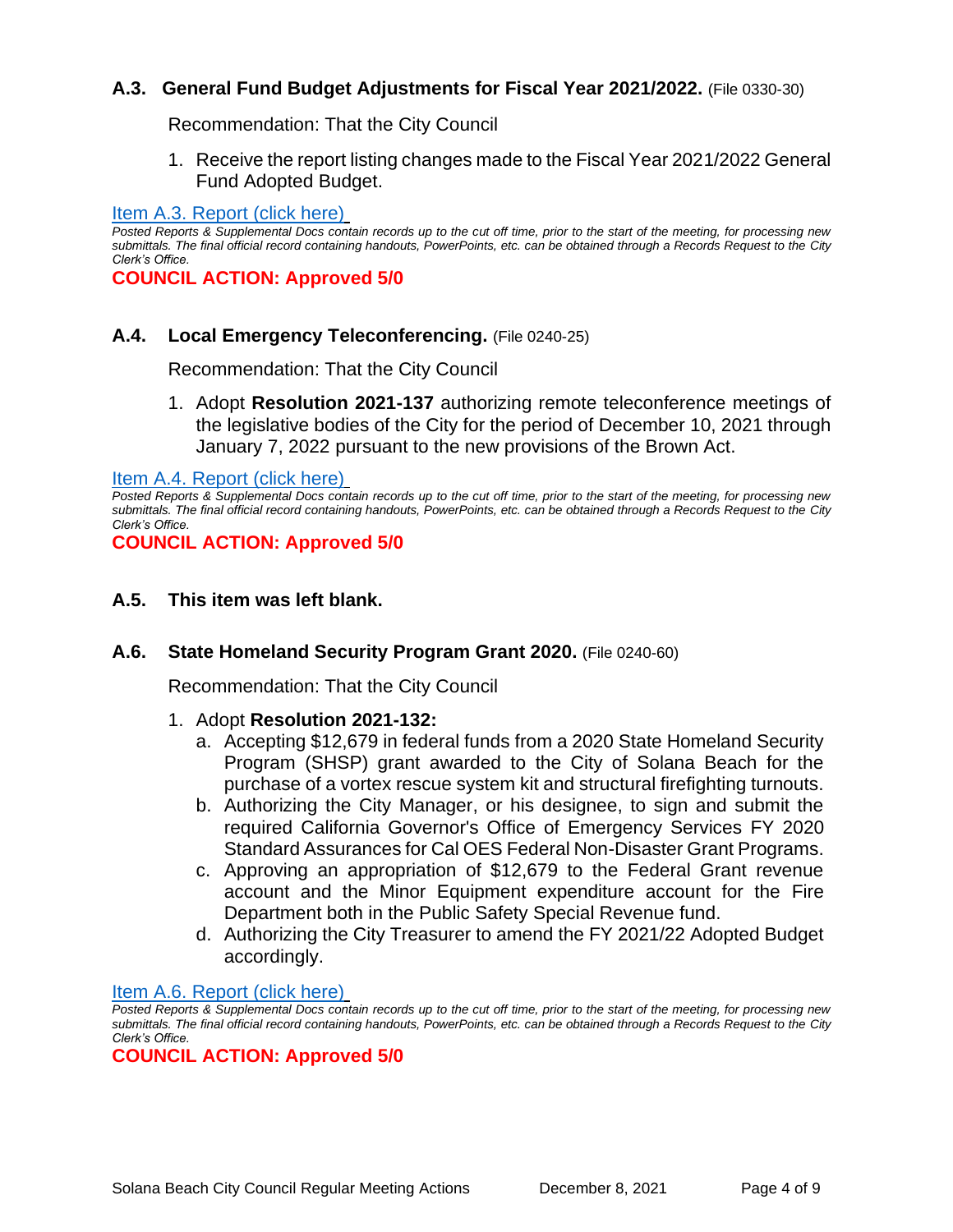### A.3. General Fund Budget Adjustments for Fiscal Year 2021/2022. (File 0330-30)

Recommendation: That the City Council

1. Receive the report listing changes made to the Fiscal Year 2021/2022 General Fund Adopted Budget.

Item A.3. Report (click here)

*Posted Reports & Supplemental Docs contain records up to the cut off time, prior to the start of the meeting, for processing new submittals. The final official record containing handouts, PowerPoints, etc. can be obtained through a Records Request to the City Clerk's Office.*

**COUNCIL ACTION: Approved 5/0**

### A.4. Local Emergency Teleconferencing. (File 0240-25)

Recommendation: That the City Council

1. Adopt **Resolution 2021-137** authorizing remote teleconference meetings of the legislative bodies of the City for the period of December 10, 2021 through January 7, 2022 pursuant to the new provisions of the Brown Act.

Item A.4. Report (click here)

*Posted Reports & Supplemental Docs contain records up to the cut off time, prior to the start of the meeting, for processing new submittals. The final official record containing handouts, PowerPoints, etc. can be obtained through a Records Request to the City Clerk's Office.*

**COUNCIL ACTION: Approved 5/0**

### A.5. This item was left blank.

### A.6. State Homeland Security Program Grant 2020. (File 0240-60)

Recommendation: That the City Council

1. Adopt **Resolution 2021-132:**
   a. Accepting $12,679 in federal funds from a 2020 State Homeland Security Program (SHSP) grant awarded to the City of Solana Beach for the purchase of a vortex rescue system kit and structural firefighting turnouts.
   b. Authorizing the City Manager, or his designee, to sign and submit the required California Governor's Office of Emergency Services FY 2020 Standard Assurances for Cal OES Federal Non-Disaster Grant Programs.
   c. Approving an appropriation of $12,679 to the Federal Grant revenue account and the Minor Equipment expenditure account for the Fire Department both in the Public Safety Special Revenue fund.
   d. Authorizing the City Treasurer to amend the FY 2021/22 Adopted Budget accordingly.

Item A.6. Report (click here)

*Posted Reports & Supplemental Docs contain records up to the cut off time, prior to the start of the meeting, for processing new submittals. The final official record containing handouts, PowerPoints, etc. can be obtained through a Records Request to the City Clerk's Office.*

**COUNCIL ACTION: Approved 5/0**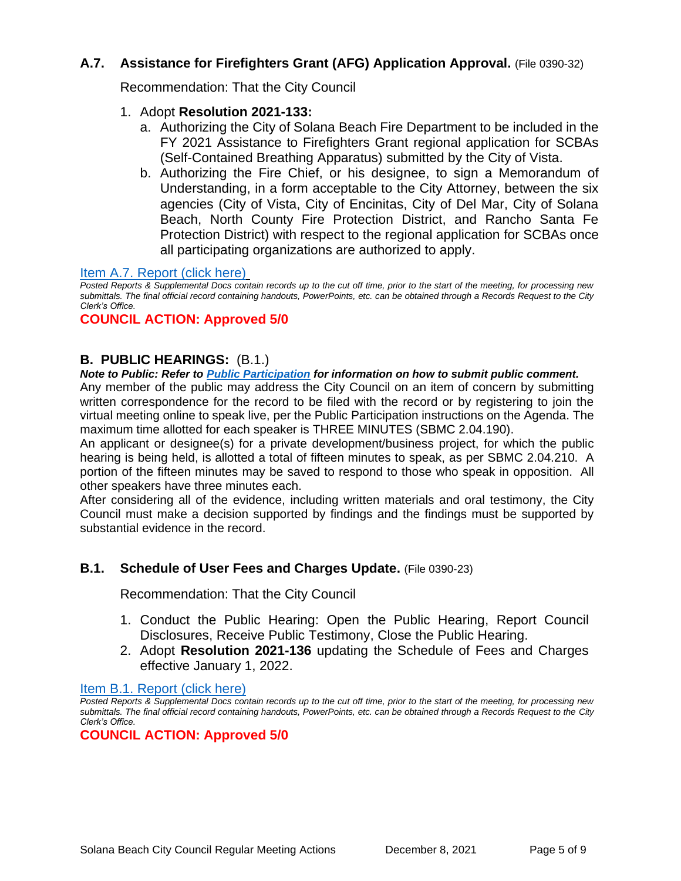### A.7. Assistance for Firefighters Grant (AFG) Application Approval. (File 0390-32)

Recommendation: That the City Council

1. Adopt **Resolution 2021-133:**
   a. Authorizing the City of Solana Beach Fire Department to be included in the FY 2021 Assistance to Firefighters Grant regional application for SCBAs (Self-Contained Breathing Apparatus) submitted by the City of Vista.
   b. Authorizing the Fire Chief, or his designee, to sign a Memorandum of Understanding, in a form acceptable to the City Attorney, between the six agencies (City of Vista, City of Encinitas, City of Del Mar, City of Solana Beach, North County Fire Protection District, and Rancho Santa Fe Protection District) with respect to the regional application for SCBAs once all participating organizations are authorized to apply.

Item A.7. Report (click here)

*Posted Reports & Supplemental Docs contain records up to the cut off time, prior to the start of the meeting, for processing new submittals. The final official record containing handouts, PowerPoints, etc. can be obtained through a Records Request to the City Clerk's Office.*

**COUNCIL ACTION: Approved 5/0**

## B. PUBLIC HEARINGS: (B.1.)

***Note to Public: Refer to Public Participation for information on how to submit public comment.***

Any member of the public may address the City Council on an item of concern by submitting written correspondence for the record to be filed with the record or by registering to join the virtual meeting online to speak live, per the Public Participation instructions on the Agenda. The maximum time allotted for each speaker is THREE MINUTES (SBMC 2.04.190).

An applicant or designee(s) for a private development/business project, for which the public hearing is being held, is allotted a total of fifteen minutes to speak, as per SBMC 2.04.210. A portion of the fifteen minutes may be saved to respond to those who speak in opposition. All other speakers have three minutes each.

After considering all of the evidence, including written materials and oral testimony, the City Council must make a decision supported by findings and the findings must be supported by substantial evidence in the record.

### B.1. Schedule of User Fees and Charges Update. (File 0390-23)

Recommendation: That the City Council

1. Conduct the Public Hearing: Open the Public Hearing, Report Council Disclosures, Receive Public Testimony, Close the Public Hearing.
2. Adopt **Resolution 2021-136** updating the Schedule of Fees and Charges effective January 1, 2022.

Item B.1. Report (click here)

*Posted Reports & Supplemental Docs contain records up to the cut off time, prior to the start of the meeting, for processing new submittals. The final official record containing handouts, PowerPoints, etc. can be obtained through a Records Request to the City Clerk's Office.*

**COUNCIL ACTION: Approved 5/0**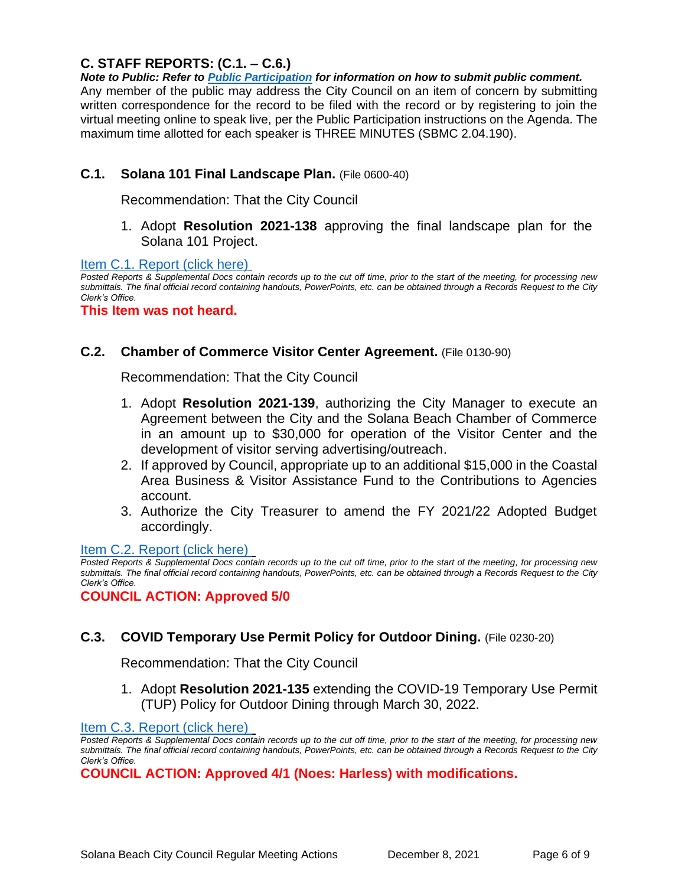## C. STAFF REPORTS: (C.1. – C.6.)

***Note to Public: Refer to [Public Participation](#) for information on how to submit public comment.***
Any member of the public may address the City Council on an item of concern by submitting written correspondence for the record to be filed with the record or by registering to join the virtual meeting online to speak live, per the Public Participation instructions on the Agenda. The maximum time allotted for each speaker is THREE MINUTES (SBMC 2.04.190).

### C.1. Solana 101 Final Landscape Plan. (File 0600-40)

Recommendation: That the City Council

1. Adopt **Resolution 2021-138** approving the final landscape plan for the Solana 101 Project.

[Item C.1. Report (click here)](#)

*Posted Reports & Supplemental Docs contain records up to the cut off time, prior to the start of the meeting, for processing new submittals. The final official record containing handouts, PowerPoints, etc. can be obtained through a Records Request to the City Clerk's Office.*

**This Item was not heard.**

### C.2. Chamber of Commerce Visitor Center Agreement. (File 0130-90)

Recommendation: That the City Council

1. Adopt **Resolution 2021-139**, authorizing the City Manager to execute an Agreement between the City and the Solana Beach Chamber of Commerce in an amount up to $30,000 for operation of the Visitor Center and the development of visitor serving advertising/outreach.
2. If approved by Council, appropriate up to an additional $15,000 in the Coastal Area Business & Visitor Assistance Fund to the Contributions to Agencies account.
3. Authorize the City Treasurer to amend the FY 2021/22 Adopted Budget accordingly.

[Item C.2. Report (click here)](#)

*Posted Reports & Supplemental Docs contain records up to the cut off time, prior to the start of the meeting, for processing new submittals. The final official record containing handouts, PowerPoints, etc. can be obtained through a Records Request to the City Clerk's Office.*

**COUNCIL ACTION: Approved 5/0**

### C.3. COVID Temporary Use Permit Policy for Outdoor Dining. (File 0230-20)

Recommendation: That the City Council

1. Adopt **Resolution 2021-135** extending the COVID-19 Temporary Use Permit (TUP) Policy for Outdoor Dining through March 30, 2022.

[Item C.3. Report (click here)](#)

*Posted Reports & Supplemental Docs contain records up to the cut off time, prior to the start of the meeting, for processing new submittals. The final official record containing handouts, PowerPoints, etc. can be obtained through a Records Request to the City Clerk's Office.*

**COUNCIL ACTION: Approved 4/1 (Noes: Harless) with modifications.**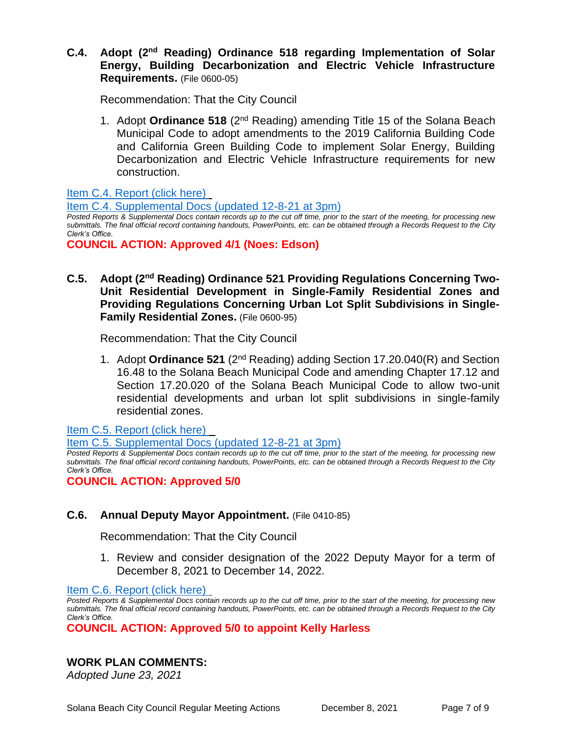**C.4. Adopt (2nd Reading) Ordinance 518 regarding Implementation of Solar Energy, Building Decarbonization and Electric Vehicle Infrastructure Requirements.** (File 0600-05)

Recommendation: That the City Council

1. Adopt **Ordinance 518** (2nd Reading) amending Title 15 of the Solana Beach Municipal Code to adopt amendments to the 2019 California Building Code and California Green Building Code to implement Solar Energy, Building Decarbonization and Electric Vehicle Infrastructure requirements for new construction.

Item C.4. Report (click here)

Item C.4. Supplemental Docs (updated 12-8-21 at 3pm)

*Posted Reports & Supplemental Docs contain records up to the cut off time, prior to the start of the meeting, for processing new submittals. The final official record containing handouts, PowerPoints, etc. can be obtained through a Records Request to the City Clerk's Office.*

**COUNCIL ACTION: Approved 4/1 (Noes: Edson)**

**C.5. Adopt (2nd Reading) Ordinance 521 Providing Regulations Concerning Two-Unit Residential Development in Single-Family Residential Zones and Providing Regulations Concerning Urban Lot Split Subdivisions in Single-Family Residential Zones.** (File 0600-95)

Recommendation: That the City Council

1. Adopt **Ordinance 521** (2nd Reading) adding Section 17.20.040(R) and Section 16.48 to the Solana Beach Municipal Code and amending Chapter 17.12 and Section 17.20.020 of the Solana Beach Municipal Code to allow two-unit residential developments and urban lot split subdivisions in single-family residential zones.

Item C.5. Report (click here)

Item C.5. Supplemental Docs (updated 12-8-21 at 3pm)

*Posted Reports & Supplemental Docs contain records up to the cut off time, prior to the start of the meeting, for processing new submittals. The final official record containing handouts, PowerPoints, etc. can be obtained through a Records Request to the City Clerk's Office.*

**COUNCIL ACTION: Approved 5/0**

**C.6. Annual Deputy Mayor Appointment.** (File 0410-85)

Recommendation: That the City Council

1. Review and consider designation of the 2022 Deputy Mayor for a term of December 8, 2021 to December 14, 2022.

Item C.6. Report (click here)

*Posted Reports & Supplemental Docs contain records up to the cut off time, prior to the start of the meeting, for processing new submittals. The final official record containing handouts, PowerPoints, etc. can be obtained through a Records Request to the City Clerk's Office.*

**COUNCIL ACTION: Approved 5/0 to appoint Kelly Harless**

## WORK PLAN COMMENTS:

*Adopted June 23, 2021*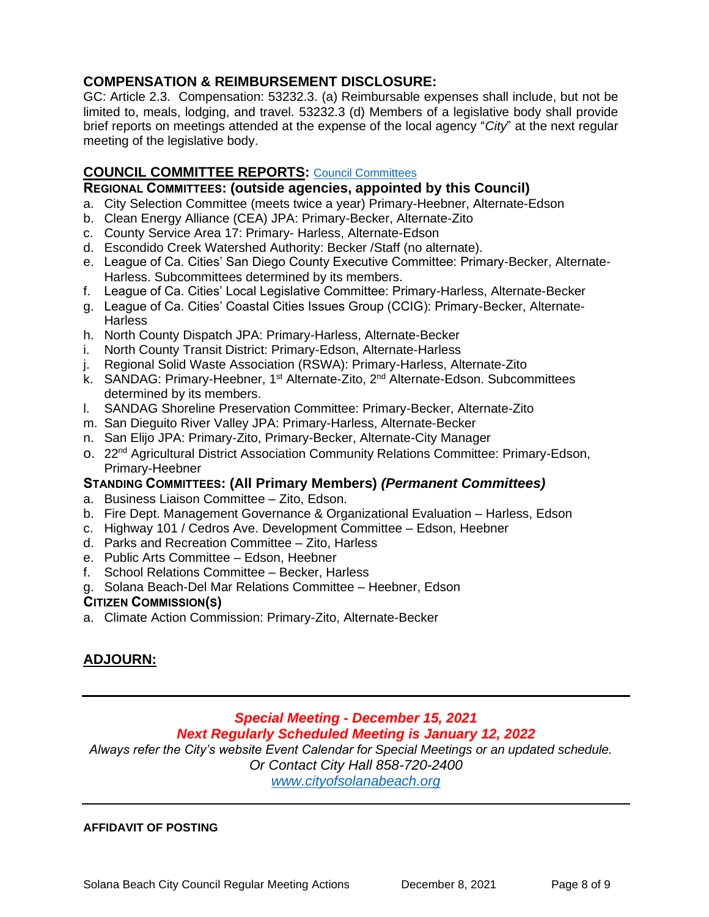## COMPENSATION & REIMBURSEMENT DISCLOSURE:

GC: Article 2.3. Compensation: 53232.3. (a) Reimbursable expenses shall include, but not be limited to, meals, lodging, and travel. 53232.3 (d) Members of a legislative body shall provide brief reports on meetings attended at the expense of the local agency "*City*" at the next regular meeting of the legislative body.

## COUNCIL COMMITTEE REPORTS: [Council Committees]

### REGIONAL COMMITTEES: (outside agencies, appointed by this Council)

a. City Selection Committee (meets twice a year) Primary-Heebner, Alternate-Edson
b. Clean Energy Alliance (CEA) JPA: Primary-Becker, Alternate-Zito
c. County Service Area 17: Primary- Harless, Alternate-Edson
d. Escondido Creek Watershed Authority: Becker /Staff (no alternate).
e. League of Ca. Cities' San Diego County Executive Committee: Primary-Becker, Alternate-Harless. Subcommittees determined by its members.
f. League of Ca. Cities' Local Legislative Committee: Primary-Harless, Alternate-Becker
g. League of Ca. Cities' Coastal Cities Issues Group (CCIG): Primary-Becker, Alternate-Harless
h. North County Dispatch JPA: Primary-Harless, Alternate-Becker
i. North County Transit District: Primary-Edson, Alternate-Harless
j. Regional Solid Waste Association (RSWA): Primary-Harless, Alternate-Zito
k. SANDAG: Primary-Heebner, 1st Alternate-Zito, 2nd Alternate-Edson. Subcommittees determined by its members.
l. SANDAG Shoreline Preservation Committee: Primary-Becker, Alternate-Zito
m. San Dieguito River Valley JPA: Primary-Harless, Alternate-Becker
n. San Elijo JPA: Primary-Zito, Primary-Becker, Alternate-City Manager
o. 22nd Agricultural District Association Community Relations Committee: Primary-Edson, Primary-Heebner

### STANDING COMMITTEES: (All Primary Members) *(Permanent Committees)*

a. Business Liaison Committee – Zito, Edson.
b. Fire Dept. Management Governance & Organizational Evaluation – Harless, Edson
c. Highway 101 / Cedros Ave. Development Committee – Edson, Heebner
d. Parks and Recreation Committee – Zito, Harless
e. Public Arts Committee – Edson, Heebner
f. School Relations Committee – Becker, Harless
g. Solana Beach-Del Mar Relations Committee – Heebner, Edson

### CITIZEN COMMISSION(S)

a. Climate Action Commission: Primary-Zito, Alternate-Becker

## ADJOURN:

---

***Special Meeting - December 15, 2021***
***Next Regularly Scheduled Meeting is January 12, 2022***

*Always refer the City's website Event Calendar for Special Meetings or an updated schedule.*
*Or Contact City Hall 858-720-2400*
*[www.cityofsolanabeach.org]*

---

**AFFIDAVIT OF POSTING**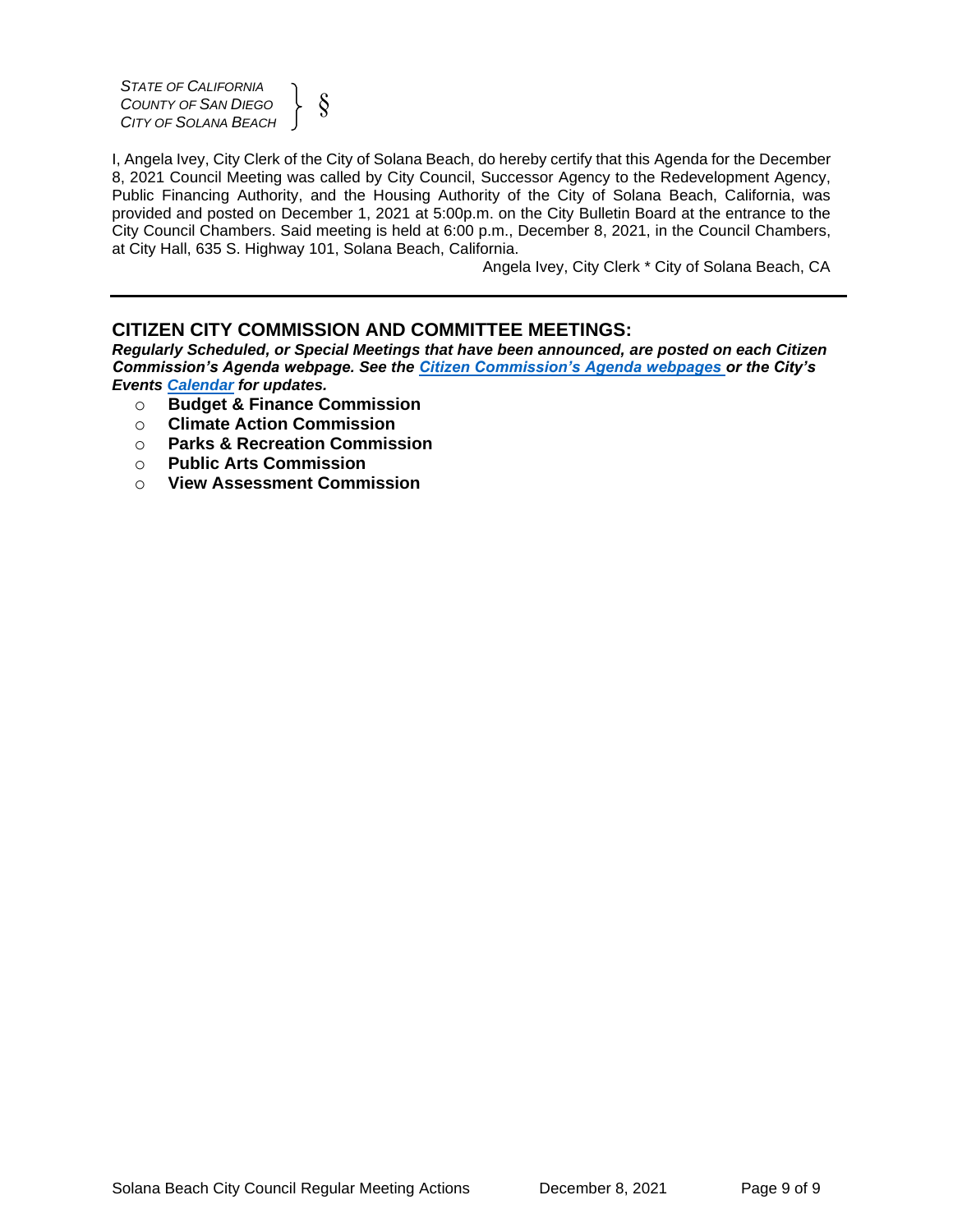*STATE OF CALIFORNIA*
*COUNTY OF SAN DIEGO* } §
*CITY OF SOLANA BEACH*

I, Angela Ivey, City Clerk of the City of Solana Beach, do hereby certify that this Agenda for the December 8, 2021 Council Meeting was called by City Council, Successor Agency to the Redevelopment Agency, Public Financing Authority, and the Housing Authority of the City of Solana Beach, California, was provided and posted on December 1, 2021 at 5:00p.m. on the City Bulletin Board at the entrance to the City Council Chambers. Said meeting is held at 6:00 p.m., December 8, 2021, in the Council Chambers, at City Hall, 635 S. Highway 101, Solana Beach, California.

Angela Ivey, City Clerk * City of Solana Beach, CA

---

## CITIZEN CITY COMMISSION AND COMMITTEE MEETINGS:

***Regularly Scheduled, or Special Meetings that have been announced, are posted on each Citizen Commission's Agenda webpage. See the [Citizen Commission's Agenda webpages]() or the City's Events [Calendar]() for updates.***

- **Budget & Finance Commission**
- **Climate Action Commission**
- **Parks & Recreation Commission**
- **Public Arts Commission**
- **View Assessment Commission**